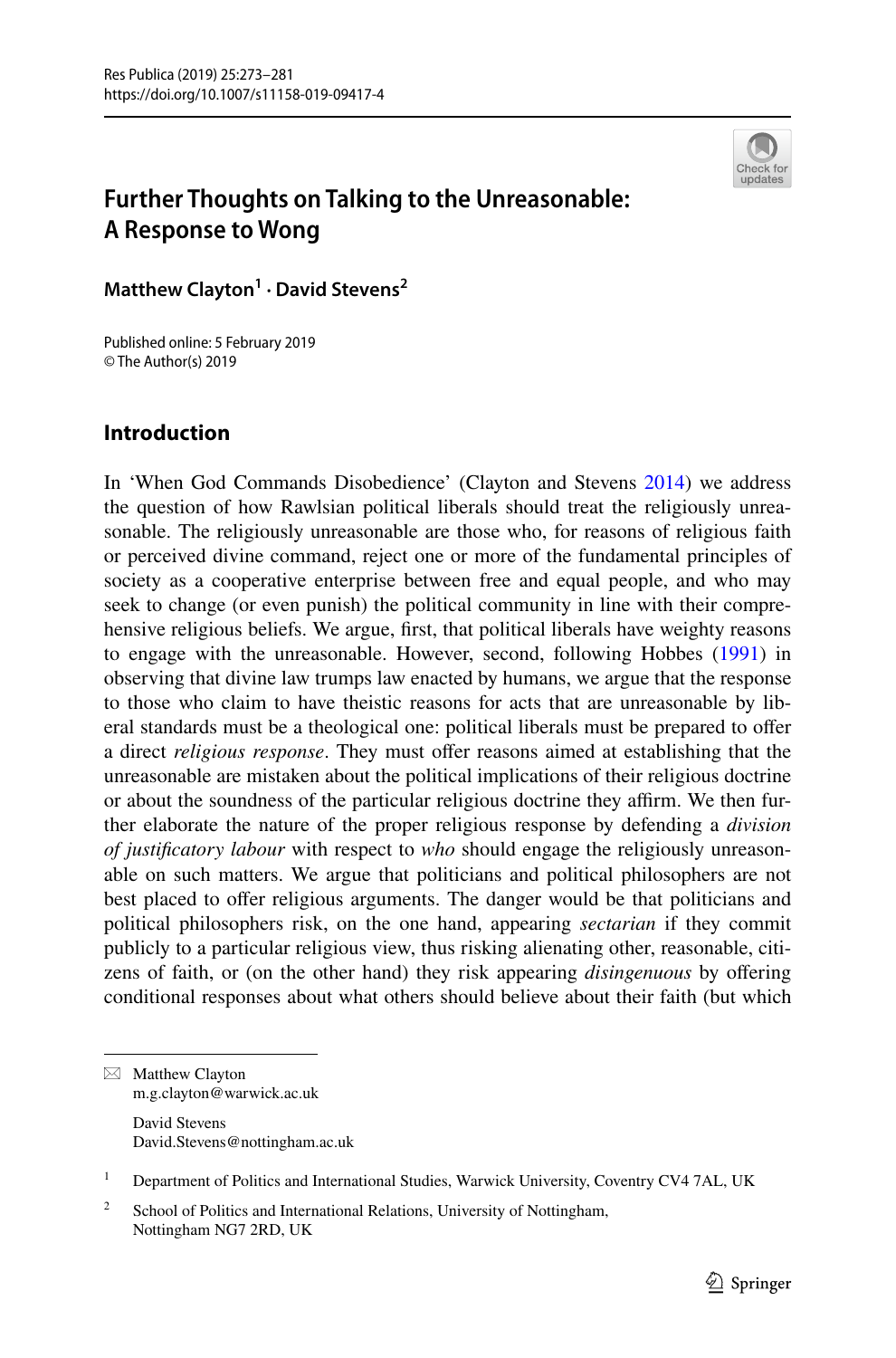# Further Thoughts on Talking to the Unreasonable: A Response to Wong

**Matthew Clayton[1] · David Stevens[2]**

Published online: 5 February 2019
© The Author(s) 2019

## Introduction

In 'When God Commands Disobedience' (Clayton and Stevens 2014) we address the question of how Rawlsian political liberals should treat the religiously unreasonable. The religiously unreasonable are those who, for reasons of religious faith or perceived divine command, reject one or more of the fundamental principles of society as a cooperative enterprise between free and equal people, and who may seek to change (or even punish) the political community in line with their comprehensive religious beliefs. We argue, first, that political liberals have weighty reasons to engage with the unreasonable. However, second, following Hobbes (1991) in observing that divine law trumps law enacted by humans, we argue that the response to those who claim to have theistic reasons for acts that are unreasonable by liberal standards must be a theological one: political liberals must be prepared to offer a direct *religious response*. They must offer reasons aimed at establishing that the unreasonable are mistaken about the political implications of their religious doctrine or about the soundness of the particular religious doctrine they affirm. We then further elaborate the nature of the proper religious response by defending a *division of justificatory labour* with respect to *who* should engage the religiously unreasonable on such matters. We argue that politicians and political philosophers are not best placed to offer religious arguments. The danger would be that politicians and political philosophers risk, on the one hand, appearing *sectarian* if they commit publicly to a particular religious view, thus risking alienating other, reasonable, citizens of faith, or (on the other hand) they risk appearing *disingenuous* by offering conditional responses about what others should believe about their faith (but which

---

✉ Matthew Clayton
m.g.clayton@warwick.ac.uk

David Stevens
David.Stevens@nottingham.ac.uk

[1] Department of Politics and International Studies, Warwick University, Coventry CV4 7AL, UK

[2] School of Politics and International Relations, University of Nottingham, Nottingham NG7 2RD, UK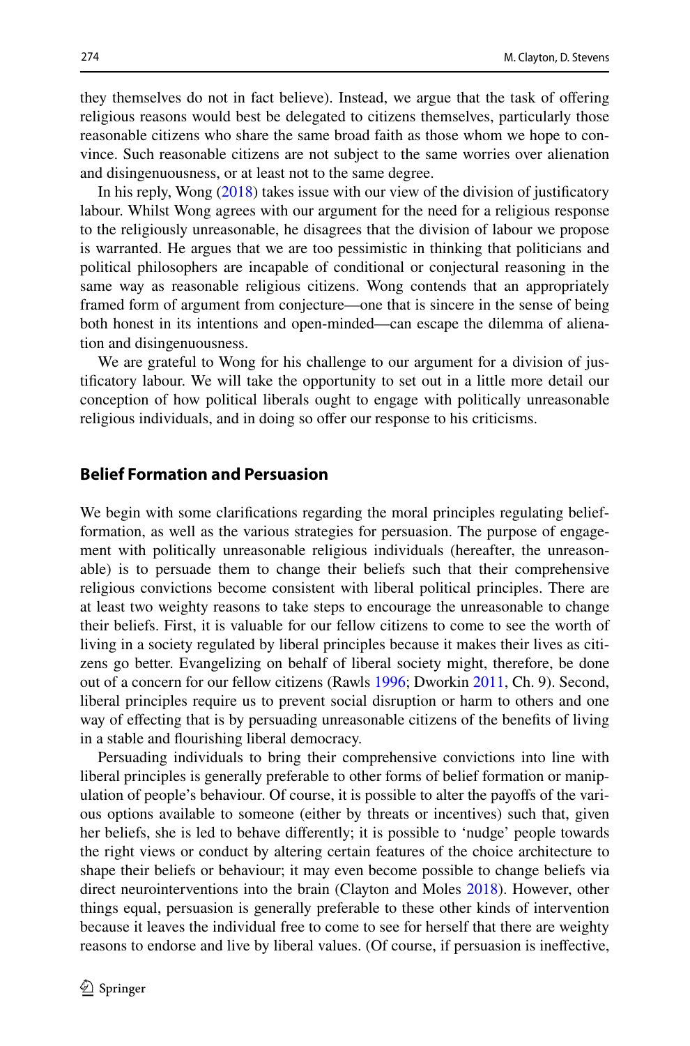they themselves do not in fact believe). Instead, we argue that the task of offering religious reasons would best be delegated to citizens themselves, particularly those reasonable citizens who share the same broad faith as those whom we hope to convince. Such reasonable citizens are not subject to the same worries over alienation and disingenuousness, or at least not to the same degree.

In his reply, Wong (2018) takes issue with our view of the division of justificatory labour. Whilst Wong agrees with our argument for the need for a religious response to the religiously unreasonable, he disagrees that the division of labour we propose is warranted. He argues that we are too pessimistic in thinking that politicians and political philosophers are incapable of conditional or conjectural reasoning in the same way as reasonable religious citizens. Wong contends that an appropriately framed form of argument from conjecture—one that is sincere in the sense of being both honest in its intentions and open-minded—can escape the dilemma of alienation and disingenuousness.

We are grateful to Wong for his challenge to our argument for a division of justificatory labour. We will take the opportunity to set out in a little more detail our conception of how political liberals ought to engage with politically unreasonable religious individuals, and in doing so offer our response to his criticisms.

## Belief Formation and Persuasion

We begin with some clarifications regarding the moral principles regulating belief-formation, as well as the various strategies for persuasion. The purpose of engagement with politically unreasonable religious individuals (hereafter, the unreasonable) is to persuade them to change their beliefs such that their comprehensive religious convictions become consistent with liberal political principles. There are at least two weighty reasons to take steps to encourage the unreasonable to change their beliefs. First, it is valuable for our fellow citizens to come to see the worth of living in a society regulated by liberal principles because it makes their lives as citizens go better. Evangelizing on behalf of liberal society might, therefore, be done out of a concern for our fellow citizens (Rawls 1996; Dworkin 2011, Ch. 9). Second, liberal principles require us to prevent social disruption or harm to others and one way of effecting that is by persuading unreasonable citizens of the benefits of living in a stable and flourishing liberal democracy.

Persuading individuals to bring their comprehensive convictions into line with liberal principles is generally preferable to other forms of belief formation or manipulation of people's behaviour. Of course, it is possible to alter the payoffs of the various options available to someone (either by threats or incentives) such that, given her beliefs, she is led to behave differently; it is possible to 'nudge' people towards the right views or conduct by altering certain features of the choice architecture to shape their beliefs or behaviour; it may even become possible to change beliefs via direct neurointerventions into the brain (Clayton and Moles 2018). However, other things equal, persuasion is generally preferable to these other kinds of intervention because it leaves the individual free to come to see for herself that there are weighty reasons to endorse and live by liberal values. (Of course, if persuasion is ineffective,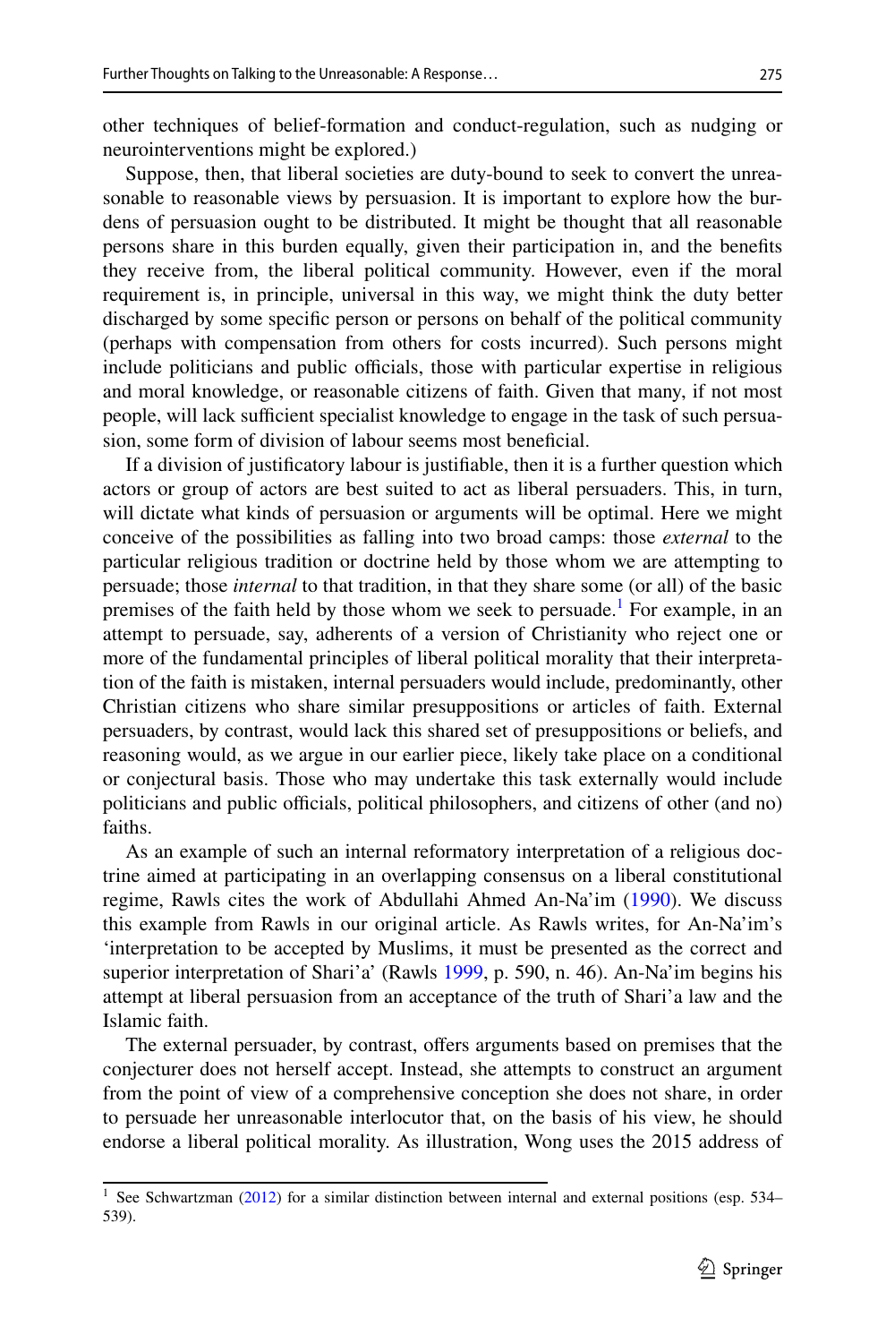other techniques of belief-formation and conduct-regulation, such as nudging or neurointerventions might be explored.)

Suppose, then, that liberal societies are duty-bound to seek to convert the unreasonable to reasonable views by persuasion. It is important to explore how the burdens of persuasion ought to be distributed. It might be thought that all reasonable persons share in this burden equally, given their participation in, and the benefits they receive from, the liberal political community. However, even if the moral requirement is, in principle, universal in this way, we might think the duty better discharged by some specific person or persons on behalf of the political community (perhaps with compensation from others for costs incurred). Such persons might include politicians and public officials, those with particular expertise in religious and moral knowledge, or reasonable citizens of faith. Given that many, if not most people, will lack sufficient specialist knowledge to engage in the task of such persuasion, some form of division of labour seems most beneficial.

If a division of justificatory labour is justifiable, then it is a further question which actors or group of actors are best suited to act as liberal persuaders. This, in turn, will dictate what kinds of persuasion or arguments will be optimal. Here we might conceive of the possibilities as falling into two broad camps: those *external* to the particular religious tradition or doctrine held by those whom we are attempting to persuade; those *internal* to that tradition, in that they share some (or all) of the basic premises of the faith held by those whom we seek to persuade.[1] For example, in an attempt to persuade, say, adherents of a version of Christianity who reject one or more of the fundamental principles of liberal political morality that their interpretation of the faith is mistaken, internal persuaders would include, predominantly, other Christian citizens who share similar presuppositions or articles of faith. External persuaders, by contrast, would lack this shared set of presuppositions or beliefs, and reasoning would, as we argue in our earlier piece, likely take place on a conditional or conjectural basis. Those who may undertake this task externally would include politicians and public officials, political philosophers, and citizens of other (and no) faiths.

As an example of such an internal reformatory interpretation of a religious doctrine aimed at participating in an overlapping consensus on a liberal constitutional regime, Rawls cites the work of Abdullahi Ahmed An-Na'im (1990). We discuss this example from Rawls in our original article. As Rawls writes, for An-Na'im's 'interpretation to be accepted by Muslims, it must be presented as the correct and superior interpretation of Shari'a' (Rawls 1999, p. 590, n. 46). An-Na'im begins his attempt at liberal persuasion from an acceptance of the truth of Shari'a law and the Islamic faith.

The external persuader, by contrast, offers arguments based on premises that the conjecturer does not herself accept. Instead, she attempts to construct an argument from the point of view of a comprehensive conception she does not share, in order to persuade her unreasonable interlocutor that, on the basis of his view, he should endorse a liberal political morality. As illustration, Wong uses the 2015 address of

---

[1] See Schwartzman (2012) for a similar distinction between internal and external positions (esp. 534–539).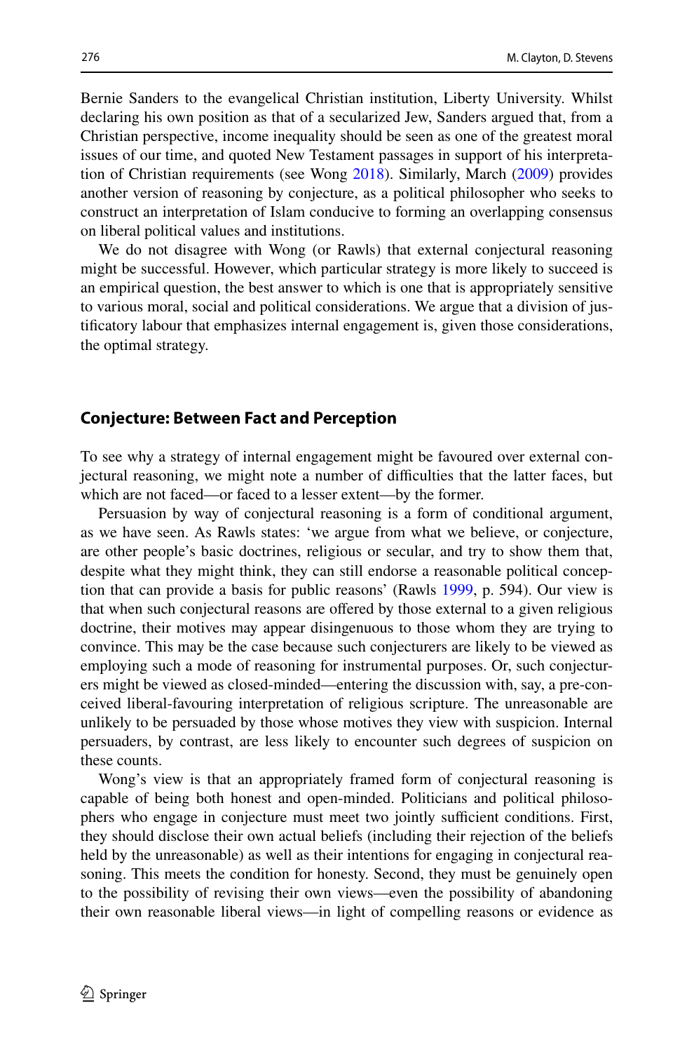Bernie Sanders to the evangelical Christian institution, Liberty University. Whilst declaring his own position as that of a secularized Jew, Sanders argued that, from a Christian perspective, income inequality should be seen as one of the greatest moral issues of our time, and quoted New Testament passages in support of his interpretation of Christian requirements (see Wong 2018). Similarly, March (2009) provides another version of reasoning by conjecture, as a political philosopher who seeks to construct an interpretation of Islam conducive to forming an overlapping consensus on liberal political values and institutions.

We do not disagree with Wong (or Rawls) that external conjectural reasoning might be successful. However, which particular strategy is more likely to succeed is an empirical question, the best answer to which is one that is appropriately sensitive to various moral, social and political considerations. We argue that a division of justificatory labour that emphasizes internal engagement is, given those considerations, the optimal strategy.

## Conjecture: Between Fact and Perception

To see why a strategy of internal engagement might be favoured over external conjectural reasoning, we might note a number of difficulties that the latter faces, but which are not faced—or faced to a lesser extent—by the former.

Persuasion by way of conjectural reasoning is a form of conditional argument, as we have seen. As Rawls states: 'we argue from what we believe, or conjecture, are other people's basic doctrines, religious or secular, and try to show them that, despite what they might think, they can still endorse a reasonable political conception that can provide a basis for public reasons' (Rawls 1999, p. 594). Our view is that when such conjectural reasons are offered by those external to a given religious doctrine, their motives may appear disingenuous to those whom they are trying to convince. This may be the case because such conjecturers are likely to be viewed as employing such a mode of reasoning for instrumental purposes. Or, such conjecturers might be viewed as closed-minded—entering the discussion with, say, a pre-conceived liberal-favouring interpretation of religious scripture. The unreasonable are unlikely to be persuaded by those whose motives they view with suspicion. Internal persuaders, by contrast, are less likely to encounter such degrees of suspicion on these counts.

Wong's view is that an appropriately framed form of conjectural reasoning is capable of being both honest and open-minded. Politicians and political philosophers who engage in conjecture must meet two jointly sufficient conditions. First, they should disclose their own actual beliefs (including their rejection of the beliefs held by the unreasonable) as well as their intentions for engaging in conjectural reasoning. This meets the condition for honesty. Second, they must be genuinely open to the possibility of revising their own views—even the possibility of abandoning their own reasonable liberal views—in light of compelling reasons or evidence as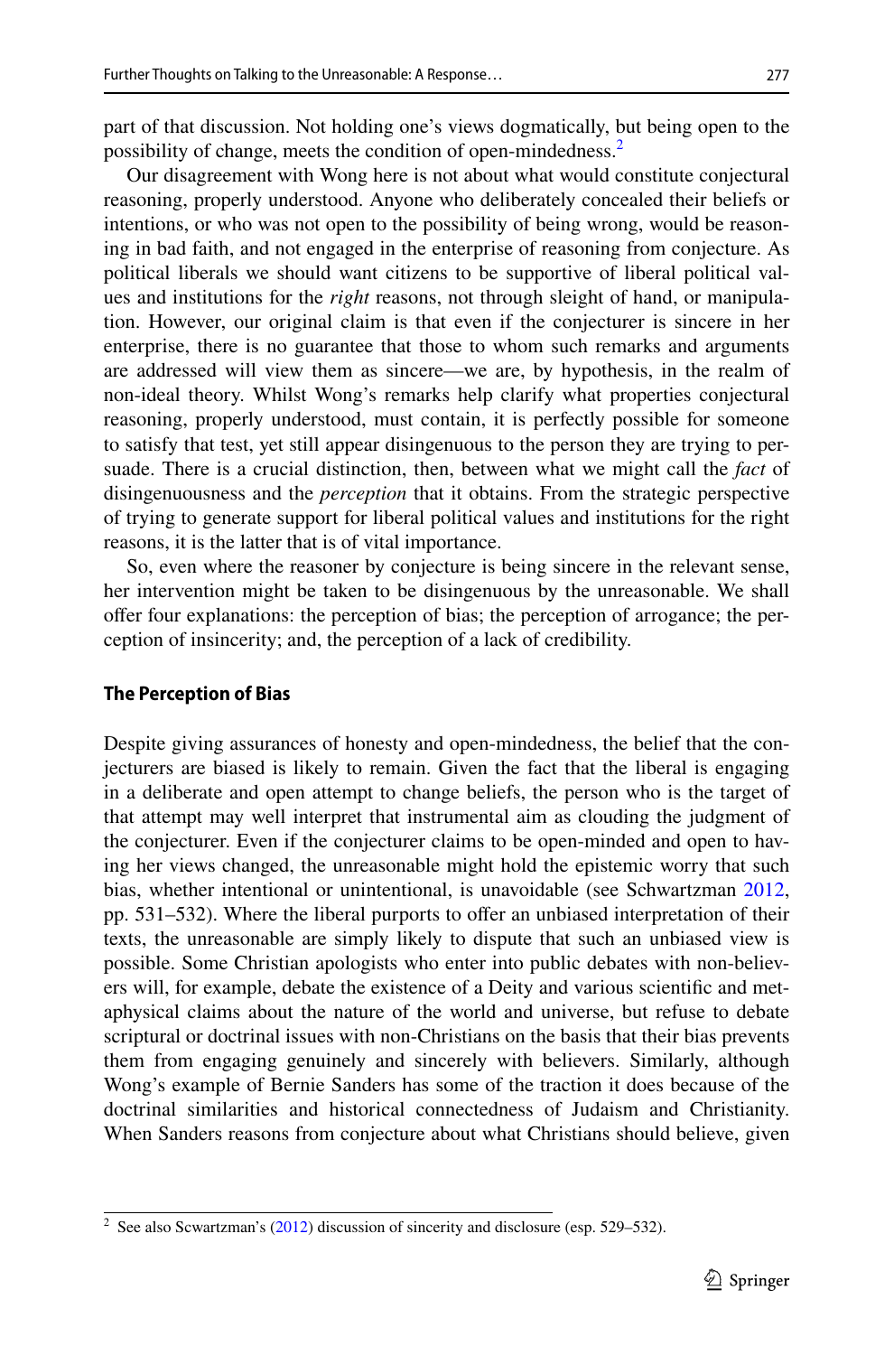part of that discussion. Not holding one's views dogmatically, but being open to the possibility of change, meets the condition of open-mindedness.[2]

Our disagreement with Wong here is not about what would constitute conjectural reasoning, properly understood. Anyone who deliberately concealed their beliefs or intentions, or who was not open to the possibility of being wrong, would be reasoning in bad faith, and not engaged in the enterprise of reasoning from conjecture. As political liberals we should want citizens to be supportive of liberal political values and institutions for the *right* reasons, not through sleight of hand, or manipulation. However, our original claim is that even if the conjecturer is sincere in her enterprise, there is no guarantee that those to whom such remarks and arguments are addressed will view them as sincere—we are, by hypothesis, in the realm of non-ideal theory. Whilst Wong's remarks help clarify what properties conjectural reasoning, properly understood, must contain, it is perfectly possible for someone to satisfy that test, yet still appear disingenuous to the person they are trying to persuade. There is a crucial distinction, then, between what we might call the *fact* of disingenuousness and the *perception* that it obtains. From the strategic perspective of trying to generate support for liberal political values and institutions for the right reasons, it is the latter that is of vital importance.

So, even where the reasoner by conjecture is being sincere in the relevant sense, her intervention might be taken to be disingenuous by the unreasonable. We shall offer four explanations: the perception of bias; the perception of arrogance; the perception of insincerity; and, the perception of a lack of credibility.

### The Perception of Bias

Despite giving assurances of honesty and open-mindedness, the belief that the conjecturers are biased is likely to remain. Given the fact that the liberal is engaging in a deliberate and open attempt to change beliefs, the person who is the target of that attempt may well interpret that instrumental aim as clouding the judgment of the conjecturer. Even if the conjecturer claims to be open-minded and open to having her views changed, the unreasonable might hold the epistemic worry that such bias, whether intentional or unintentional, is unavoidable (see Schwartzman 2012, pp. 531–532). Where the liberal purports to offer an unbiased interpretation of their texts, the unreasonable are simply likely to dispute that such an unbiased view is possible. Some Christian apologists who enter into public debates with non-believers will, for example, debate the existence of a Deity and various scientific and metaphysical claims about the nature of the world and universe, but refuse to debate scriptural or doctrinal issues with non-Christians on the basis that their bias prevents them from engaging genuinely and sincerely with believers. Similarly, although Wong's example of Bernie Sanders has some of the traction it does because of the doctrinal similarities and historical connectedness of Judaism and Christianity. When Sanders reasons from conjecture about what Christians should believe, given

[2] See also Scwartzman's (2012) discussion of sincerity and disclosure (esp. 529–532).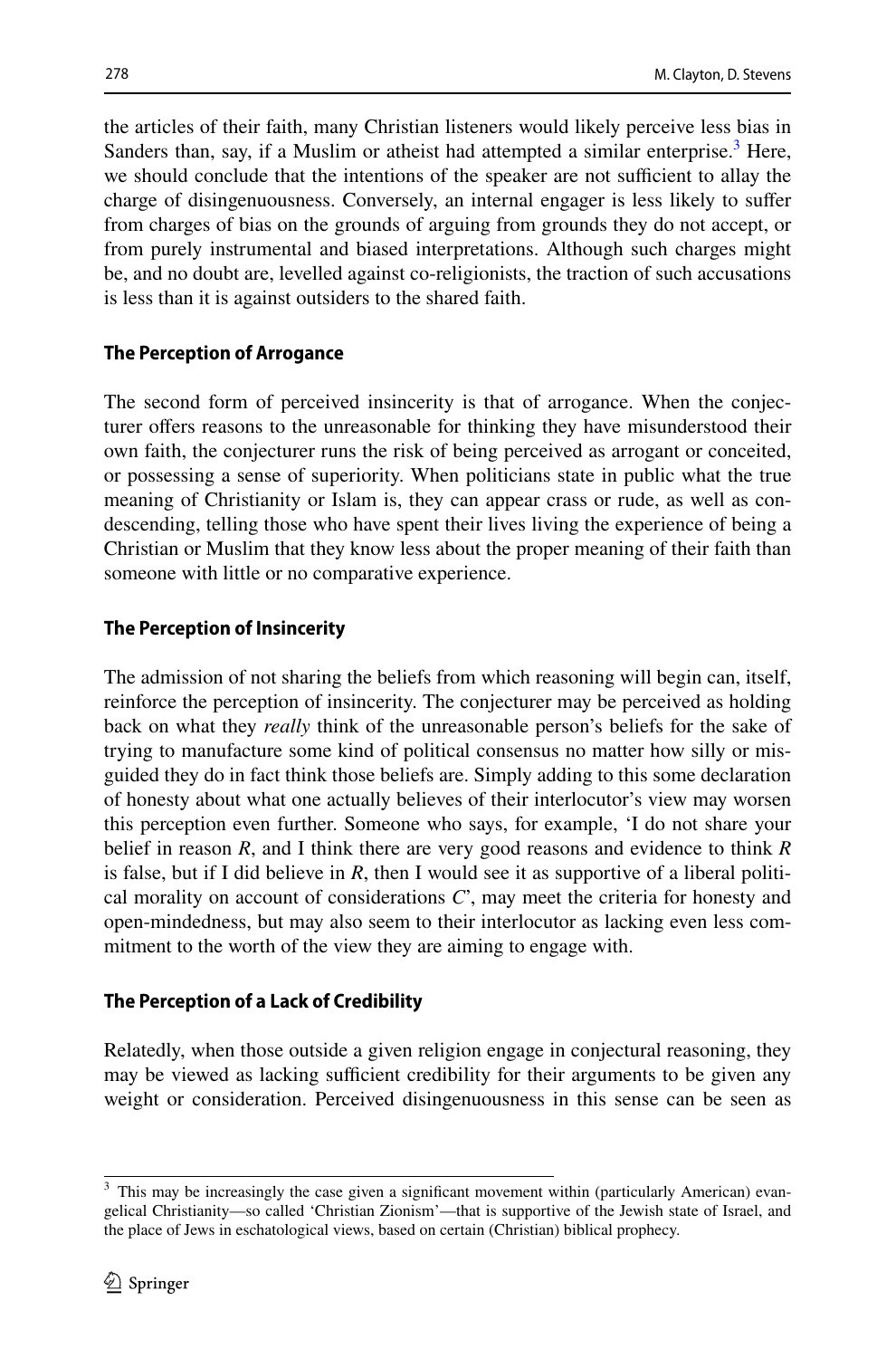the articles of their faith, many Christian listeners would likely perceive less bias in Sanders than, say, if a Muslim or atheist had attempted a similar enterprise.[3] Here, we should conclude that the intentions of the speaker are not sufficient to allay the charge of disingenuousness. Conversely, an internal engager is less likely to suffer from charges of bias on the grounds of arguing from grounds they do not accept, or from purely instrumental and biased interpretations. Although such charges might be, and no doubt are, levelled against co-religionists, the traction of such accusations is less than it is against outsiders to the shared faith.

### The Perception of Arrogance

The second form of perceived insincerity is that of arrogance. When the conjecturer offers reasons to the unreasonable for thinking they have misunderstood their own faith, the conjecturer runs the risk of being perceived as arrogant or conceited, or possessing a sense of superiority. When politicians state in public what the true meaning of Christianity or Islam is, they can appear crass or rude, as well as condescending, telling those who have spent their lives living the experience of being a Christian or Muslim that they know less about the proper meaning of their faith than someone with little or no comparative experience.

### The Perception of Insincerity

The admission of not sharing the beliefs from which reasoning will begin can, itself, reinforce the perception of insincerity. The conjecturer may be perceived as holding back on what they *really* think of the unreasonable person's beliefs for the sake of trying to manufacture some kind of political consensus no matter how silly or misguided they do in fact think those beliefs are. Simply adding to this some declaration of honesty about what one actually believes of their interlocutor's view may worsen this perception even further. Someone who says, for example, 'I do not share your belief in reason *R*, and I think there are very good reasons and evidence to think *R* is false, but if I did believe in *R*, then I would see it as supportive of a liberal political morality on account of considerations *C*', may meet the criteria for honesty and open-mindedness, but may also seem to their interlocutor as lacking even less commitment to the worth of the view they are aiming to engage with.

### The Perception of a Lack of Credibility

Relatedly, when those outside a given religion engage in conjectural reasoning, they may be viewed as lacking sufficient credibility for their arguments to be given any weight or consideration. Perceived disingenuousness in this sense can be seen as

---

[3] This may be increasingly the case given a significant movement within (particularly American) evangelical Christianity—so called 'Christian Zionism'—that is supportive of the Jewish state of Israel, and the place of Jews in eschatological views, based on certain (Christian) biblical prophecy.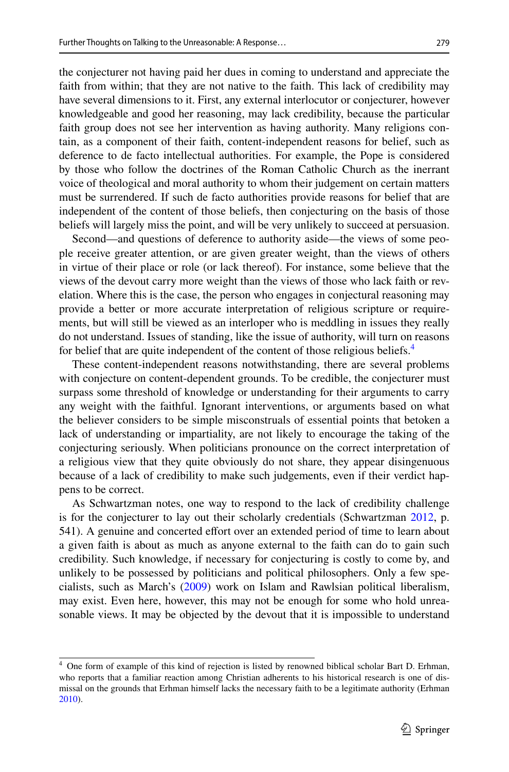the conjecturer not having paid her dues in coming to understand and appreciate the faith from within; that they are not native to the faith. This lack of credibility may have several dimensions to it. First, any external interlocutor or conjecturer, however knowledgeable and good her reasoning, may lack credibility, because the particular faith group does not see her intervention as having authority. Many religions contain, as a component of their faith, content-independent reasons for belief, such as deference to de facto intellectual authorities. For example, the Pope is considered by those who follow the doctrines of the Roman Catholic Church as the inerrant voice of theological and moral authority to whom their judgement on certain matters must be surrendered. If such de facto authorities provide reasons for belief that are independent of the content of those beliefs, then conjecturing on the basis of those beliefs will largely miss the point, and will be very unlikely to succeed at persuasion.

Second—and questions of deference to authority aside—the views of some people receive greater attention, or are given greater weight, than the views of others in virtue of their place or role (or lack thereof). For instance, some believe that the views of the devout carry more weight than the views of those who lack faith or revelation. Where this is the case, the person who engages in conjectural reasoning may provide a better or more accurate interpretation of religious scripture or requirements, but will still be viewed as an interloper who is meddling in issues they really do not understand. Issues of standing, like the issue of authority, will turn on reasons for belief that are quite independent of the content of those religious beliefs.[4]

These content-independent reasons notwithstanding, there are several problems with conjecture on content-dependent grounds. To be credible, the conjecturer must surpass some threshold of knowledge or understanding for their arguments to carry any weight with the faithful. Ignorant interventions, or arguments based on what the believer considers to be simple misconstruals of essential points that betoken a lack of understanding or impartiality, are not likely to encourage the taking of the conjecturing seriously. When politicians pronounce on the correct interpretation of a religious view that they quite obviously do not share, they appear disingenuous because of a lack of credibility to make such judgements, even if their verdict happens to be correct.

As Schwartzman notes, one way to respond to the lack of credibility challenge is for the conjecturer to lay out their scholarly credentials (Schwartzman 2012, p. 541). A genuine and concerted effort over an extended period of time to learn about a given faith is about as much as anyone external to the faith can do to gain such credibility. Such knowledge, if necessary for conjecturing is costly to come by, and unlikely to be possessed by politicians and political philosophers. Only a few specialists, such as March's (2009) work on Islam and Rawlsian political liberalism, may exist. Even here, however, this may not be enough for some who hold unreasonable views. It may be objected by the devout that it is impossible to understand

---

[4] One form of example of this kind of rejection is listed by renowned biblical scholar Bart D. Erhman, who reports that a familiar reaction among Christian adherents to his historical research is one of dismissal on the grounds that Erhman himself lacks the necessary faith to be a legitimate authority (Erhman 2010).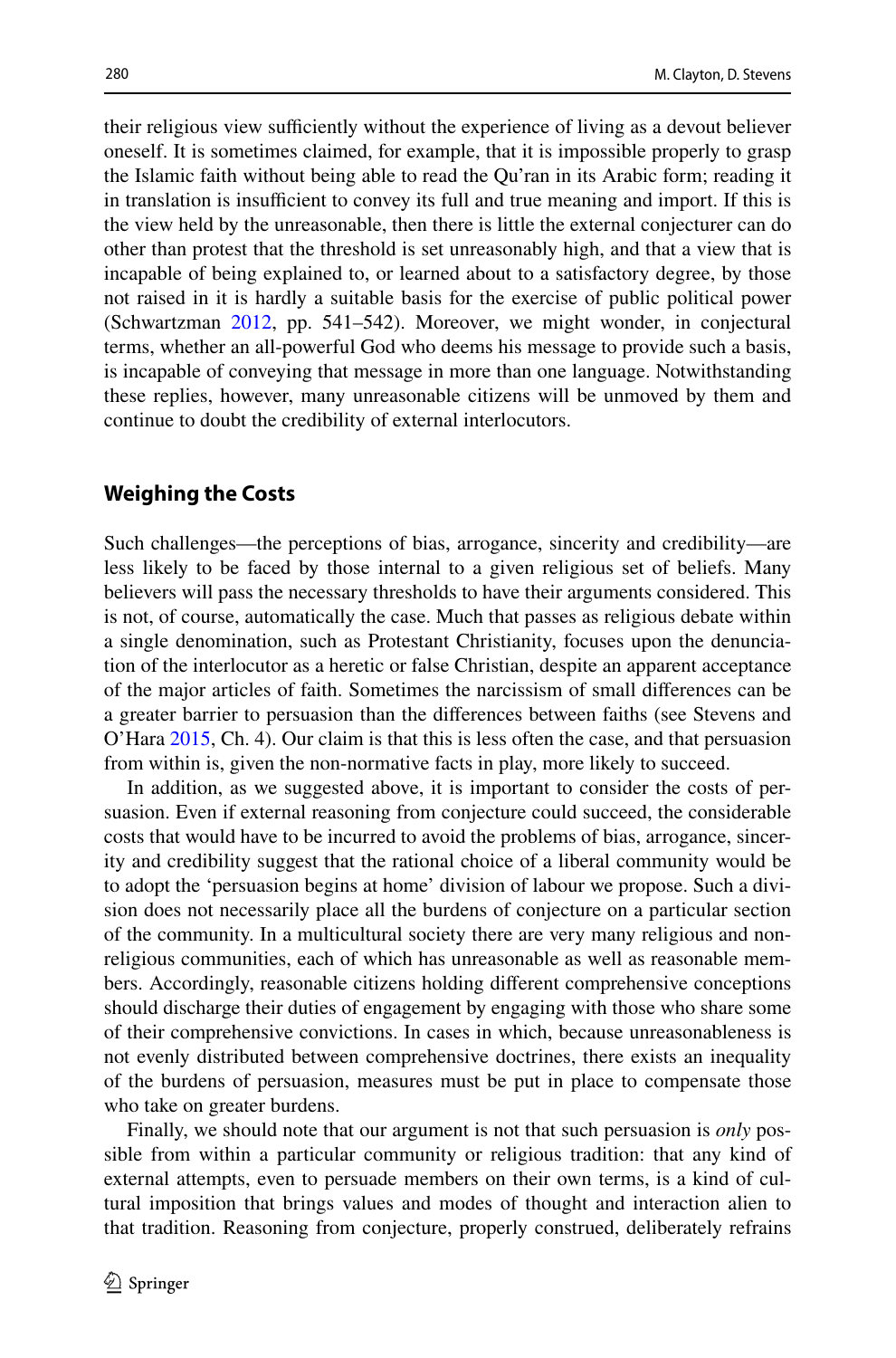their religious view sufficiently without the experience of living as a devout believer oneself. It is sometimes claimed, for example, that it is impossible properly to grasp the Islamic faith without being able to read the Qu'ran in its Arabic form; reading it in translation is insufficient to convey its full and true meaning and import. If this is the view held by the unreasonable, then there is little the external conjecturer can do other than protest that the threshold is set unreasonably high, and that a view that is incapable of being explained to, or learned about to a satisfactory degree, by those not raised in it is hardly a suitable basis for the exercise of public political power (Schwartzman 2012, pp. 541–542). Moreover, we might wonder, in conjectural terms, whether an all-powerful God who deems his message to provide such a basis, is incapable of conveying that message in more than one language. Notwithstanding these replies, however, many unreasonable citizens will be unmoved by them and continue to doubt the credibility of external interlocutors.

## Weighing the Costs

Such challenges—the perceptions of bias, arrogance, sincerity and credibility—are less likely to be faced by those internal to a given religious set of beliefs. Many believers will pass the necessary thresholds to have their arguments considered. This is not, of course, automatically the case. Much that passes as religious debate within a single denomination, such as Protestant Christianity, focuses upon the denunciation of the interlocutor as a heretic or false Christian, despite an apparent acceptance of the major articles of faith. Sometimes the narcissism of small differences can be a greater barrier to persuasion than the differences between faiths (see Stevens and O'Hara 2015, Ch. 4). Our claim is that this is less often the case, and that persuasion from within is, given the non-normative facts in play, more likely to succeed.

In addition, as we suggested above, it is important to consider the costs of persuasion. Even if external reasoning from conjecture could succeed, the considerable costs that would have to be incurred to avoid the problems of bias, arrogance, sincerity and credibility suggest that the rational choice of a liberal community would be to adopt the 'persuasion begins at home' division of labour we propose. Such a division does not necessarily place all the burdens of conjecture on a particular section of the community. In a multicultural society there are very many religious and non-religious communities, each of which has unreasonable as well as reasonable members. Accordingly, reasonable citizens holding different comprehensive conceptions should discharge their duties of engagement by engaging with those who share some of their comprehensive convictions. In cases in which, because unreasonableness is not evenly distributed between comprehensive doctrines, there exists an inequality of the burdens of persuasion, measures must be put in place to compensate those who take on greater burdens.

Finally, we should note that our argument is not that such persuasion is *only* possible from within a particular community or religious tradition: that any kind of external attempts, even to persuade members on their own terms, is a kind of cultural imposition that brings values and modes of thought and interaction alien to that tradition. Reasoning from conjecture, properly construed, deliberately refrains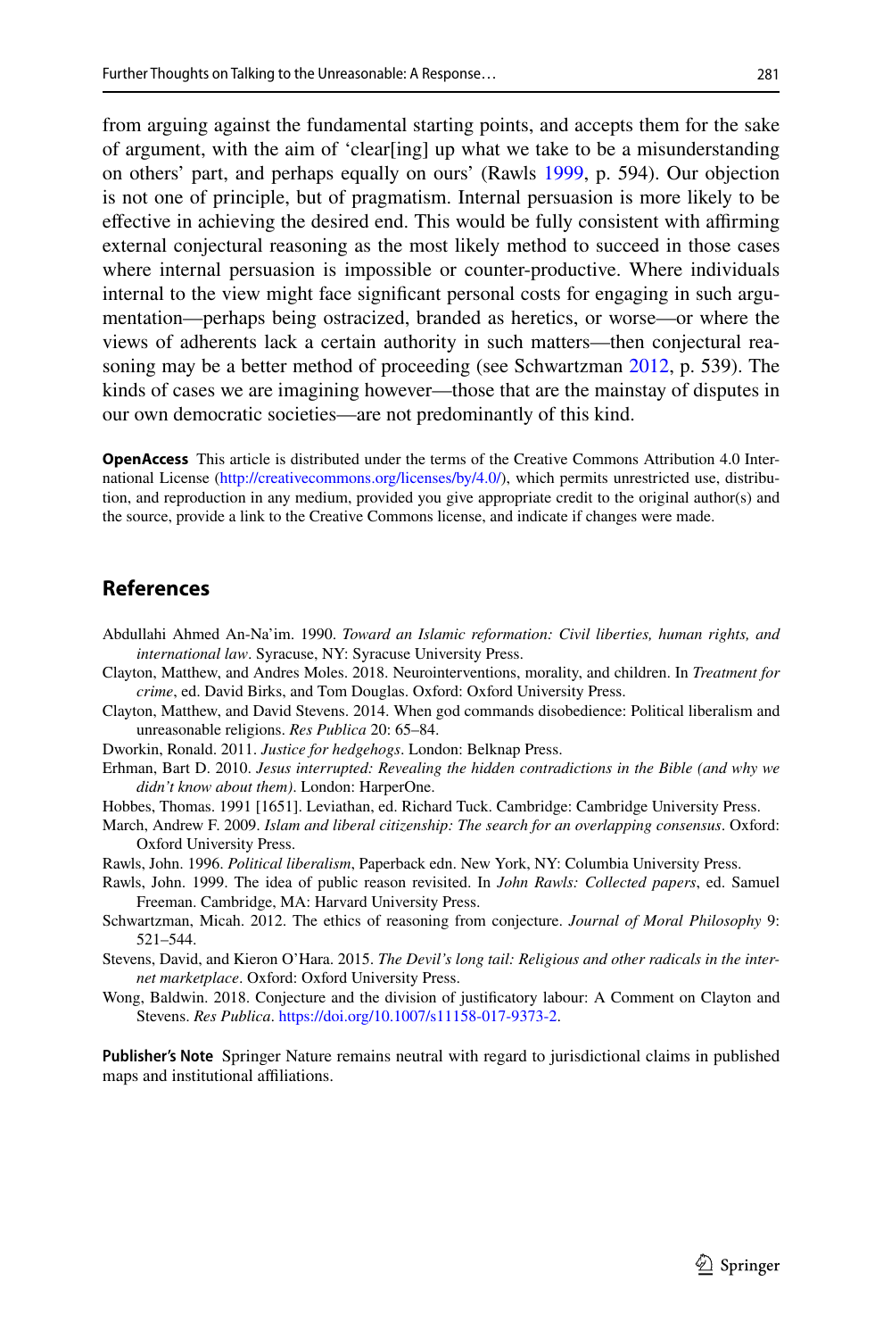from arguing against the fundamental starting points, and accepts them for the sake of argument, with the aim of 'clear[ing] up what we take to be a misunderstanding on others' part, and perhaps equally on ours' (Rawls 1999, p. 594). Our objection is not one of principle, but of pragmatism. Internal persuasion is more likely to be effective in achieving the desired end. This would be fully consistent with affirming external conjectural reasoning as the most likely method to succeed in those cases where internal persuasion is impossible or counter-productive. Where individuals internal to the view might face significant personal costs for engaging in such argumentation—perhaps being ostracized, branded as heretics, or worse—or where the views of adherents lack a certain authority in such matters—then conjectural reasoning may be a better method of proceeding (see Schwartzman 2012, p. 539). The kinds of cases we are imagining however—those that are the mainstay of disputes in our own democratic societies—are not predominantly of this kind.

**OpenAccess** This article is distributed under the terms of the Creative Commons Attribution 4.0 International License (http://creativecommons.org/licenses/by/4.0/), which permits unrestricted use, distribution, and reproduction in any medium, provided you give appropriate credit to the original author(s) and the source, provide a link to the Creative Commons license, and indicate if changes were made.

## References

Abdullahi Ahmed An-Na'im. 1990. *Toward an Islamic reformation: Civil liberties, human rights, and international law*. Syracuse, NY: Syracuse University Press.

Clayton, Matthew, and Andres Moles. 2018. Neurointerventions, morality, and children. In *Treatment for crime*, ed. David Birks, and Tom Douglas. Oxford: Oxford University Press.

Clayton, Matthew, and David Stevens. 2014. When god commands disobedience: Political liberalism and unreasonable religions. *Res Publica* 20: 65–84.

Dworkin, Ronald. 2011. *Justice for hedgehogs*. London: Belknap Press.

Erhman, Bart D. 2010. *Jesus interrupted: Revealing the hidden contradictions in the Bible (and why we didn't know about them)*. London: HarperOne.

Hobbes, Thomas. 1991 [1651]. Leviathan, ed. Richard Tuck. Cambridge: Cambridge University Press.

March, Andrew F. 2009. *Islam and liberal citizenship: The search for an overlapping consensus*. Oxford: Oxford University Press.

Rawls, John. 1996. *Political liberalism*, Paperback edn. New York, NY: Columbia University Press.

Rawls, John. 1999. The idea of public reason revisited. In *John Rawls: Collected papers*, ed. Samuel Freeman. Cambridge, MA: Harvard University Press.

Schwartzman, Micah. 2012. The ethics of reasoning from conjecture. *Journal of Moral Philosophy* 9: 521–544.

Stevens, David, and Kieron O'Hara. 2015. *The Devil's long tail: Religious and other radicals in the internet marketplace*. Oxford: Oxford University Press.

Wong, Baldwin. 2018. Conjecture and the division of justificatory labour: A Comment on Clayton and Stevens. *Res Publica*. https://doi.org/10.1007/s11158-017-9373-2.

**Publisher's Note** Springer Nature remains neutral with regard to jurisdictional claims in published maps and institutional affiliations.